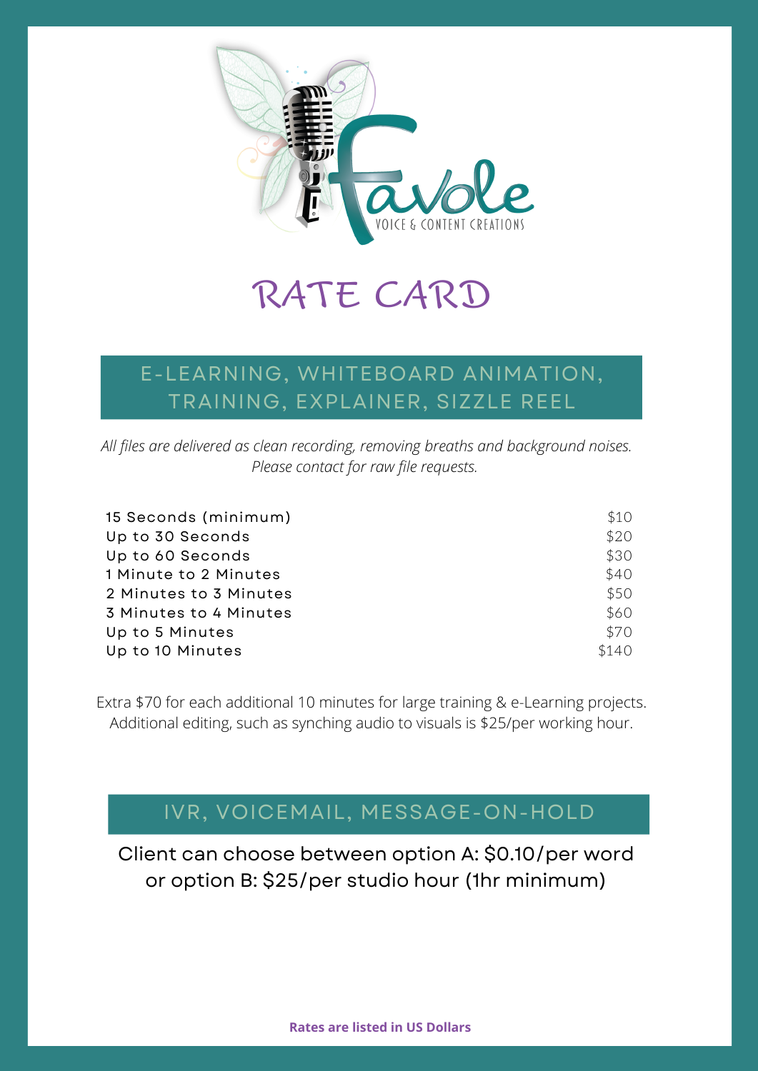Favole

VOICE & CONTENT CREATIONS

# RATE CARD

## E-LEARNING, WHITEBOARD ANIMATION, TRAINING, EXPLAINER, SIZZLE REEL

*All files are delivered as clean recording, removing breaths and background noises. Please contact for raw file requests.*

| | |
|---|---|
| 15 Seconds (minimum) | $10 |
| Up to 30 Seconds | $20 |
| Up to 60 Seconds | $30 |
| 1 Minute to 2 Minutes | $40 |
| 2 Minutes to 3 Minutes | $50 |
| 3 Minutes to 4 Minutes | $60 |
| Up to 5 Minutes | $70 |
| Up to 10 Minutes | $140 |

Extra $70 for each additional 10 minutes for large training & e-Learning projects.
Additional editing, such as synching audio to visuals is $25/per working hour.

## IVR, VOICEMAIL, MESSAGE-ON-HOLD

Client can choose between option A: $0.10/per word or option B: $25/per studio hour (1hr minimum)

**Rates are listed in US Dollars**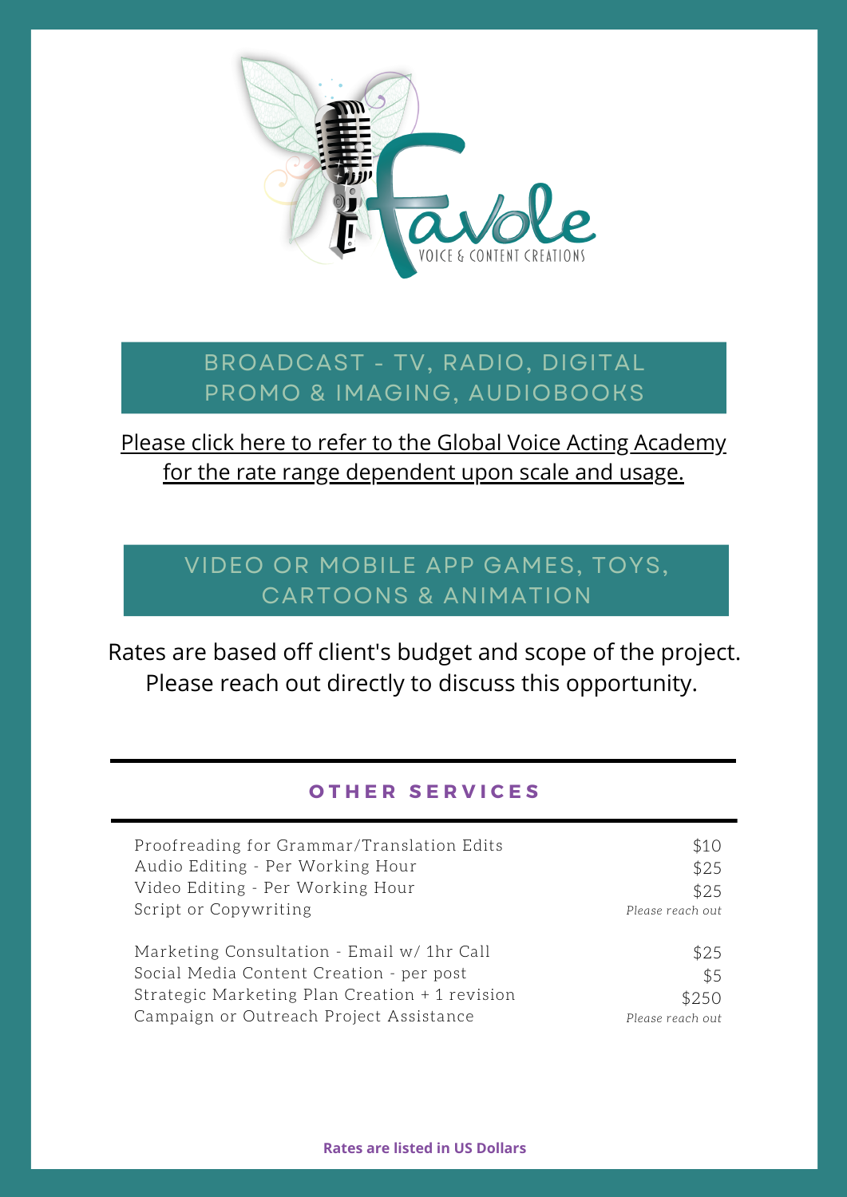Favole

VOICE & CONTENT CREATIONS

## BROADCAST - TV, RADIO, DIGITAL PROMO & IMAGING, AUDIOBOOKS

Please click here to refer to the Global Voice Acting Academy for the rate range dependent upon scale and usage.

## VIDEO OR MOBILE APP GAMES, TOYS, CARTOONS & ANIMATION

Rates are based off client's budget and scope of the project. Please reach out directly to discuss this opportunity.

## OTHER SERVICES

| Service | Rate |
| --- | --- |
| Proofreading for Grammar/Translation Edits | $10 |
| Audio Editing - Per Working Hour | $25 |
| Video Editing - Per Working Hour | $25 |
| Script or Copywriting | *Please reach out* |
| Marketing Consultation - Email w/ 1hr Call | $25 |
| Social Media Content Creation - per post | $5 |
| Strategic Marketing Plan Creation + 1 revision | $250 |
| Campaign or Outreach Project Assistance | *Please reach out* |

**Rates are listed in US Dollars**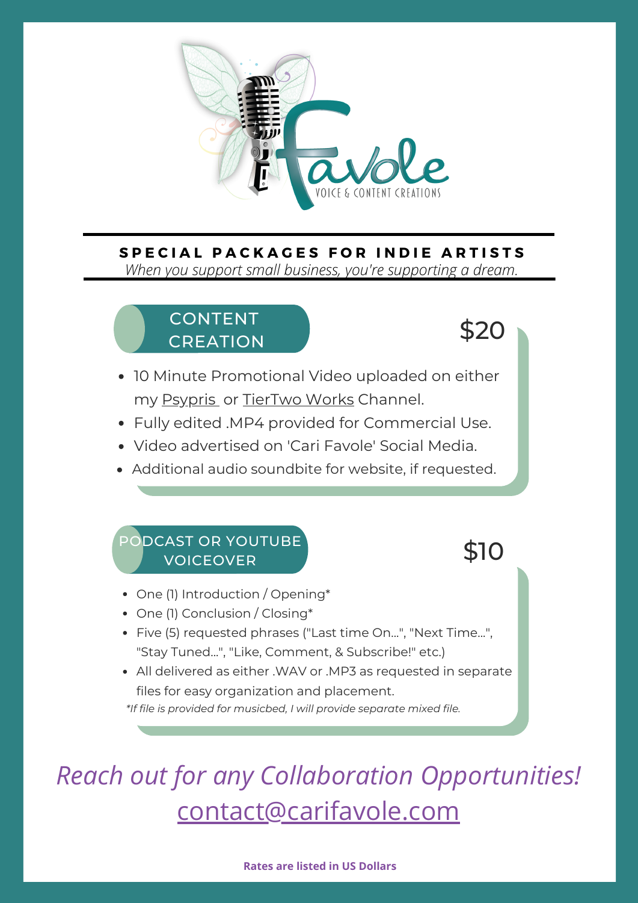# Favole

VOICE & CONTENT CREATIONS

## SPECIAL PACKAGES FOR INDIE ARTISTS

*When you support small business, you're supporting a dream.*

### CONTENT CREATION

$20

- 10 Minute Promotional Video uploaded on either my Psypris or TierTwo Works Channel.
- Fully edited .MP4 provided for Commercial Use.
- Video advertised on 'Cari Favole' Social Media.
- Additional audio soundbite for website, if requested.

### PODCAST OR YOUTUBE VOICEOVER

$10

- One (1) Introduction / Opening*
- One (1) Conclusion / Closing*
- Five (5) requested phrases ("Last time On...", "Next Time...", "Stay Tuned...", "Like, Comment, & Subscribe!" etc.)
- All delivered as either .WAV or .MP3 as requested in separate files for easy organization and placement.

*\*If file is provided for musicbed, I will provide separate mixed file.*

*Reach out for any Collaboration Opportunities!*

contact@carifavole.com

**Rates are listed in US Dollars**